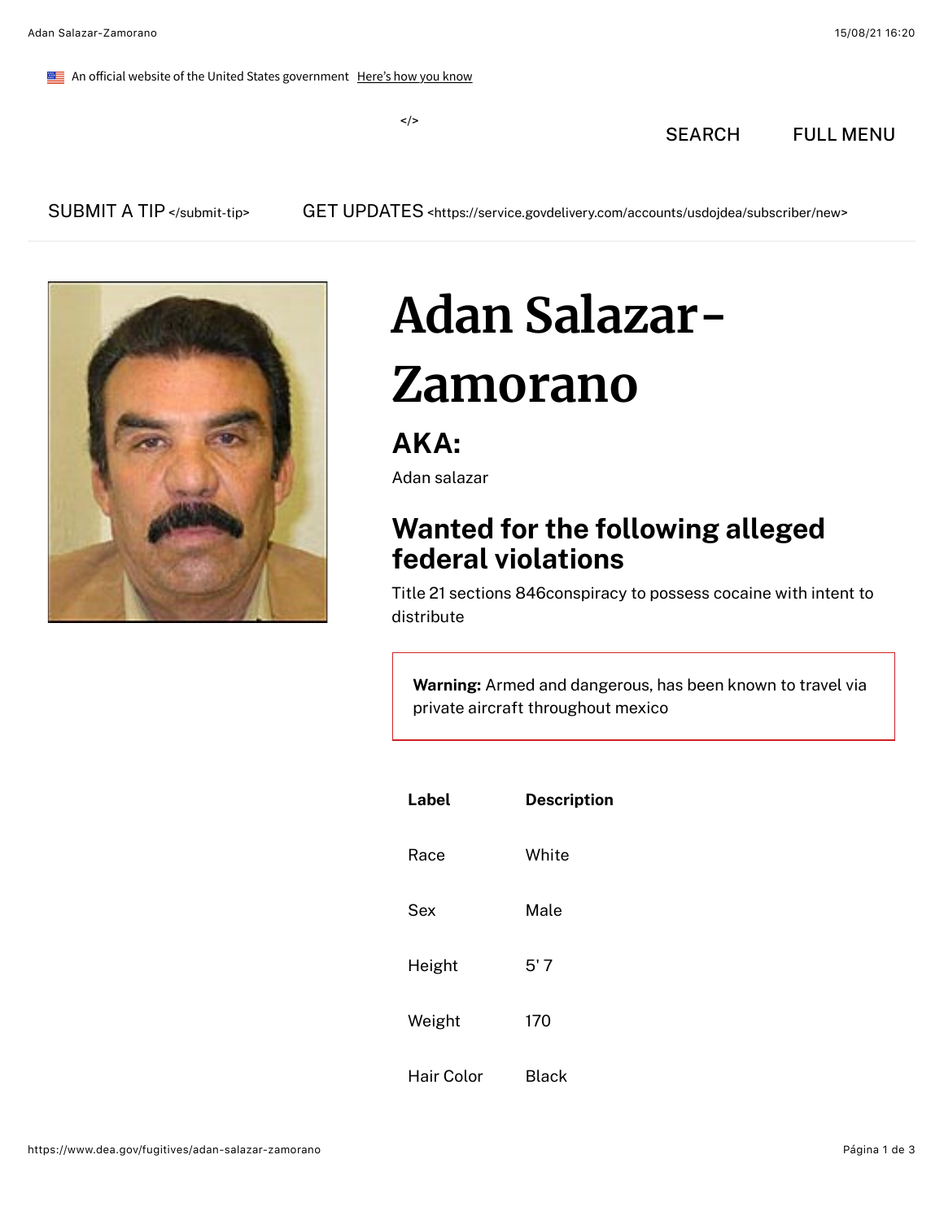An official website of the United States government Here's how you know

</>

SEARCH FULL MENU

SUBMIT A TIP </submit-tip> GET UPDATES <https://service.govdelivery.com/accounts/usdojdea/subscriber/new>

# Adan Salazar-Zamorano

## AKA:

Adan salazar

## Wanted for the following alleged federal violations

Title 21 sections 846conspiracy to possess cocaine with intent to distribute

**Warning:** Armed and dangerous, has been known to travel via private aircraft throughout mexico

| Label | Description |
|---|---|
| Race | White |
| Sex | Male |
| Height | 5' 7 |
| Weight | 170 |
| Hair Color | Black |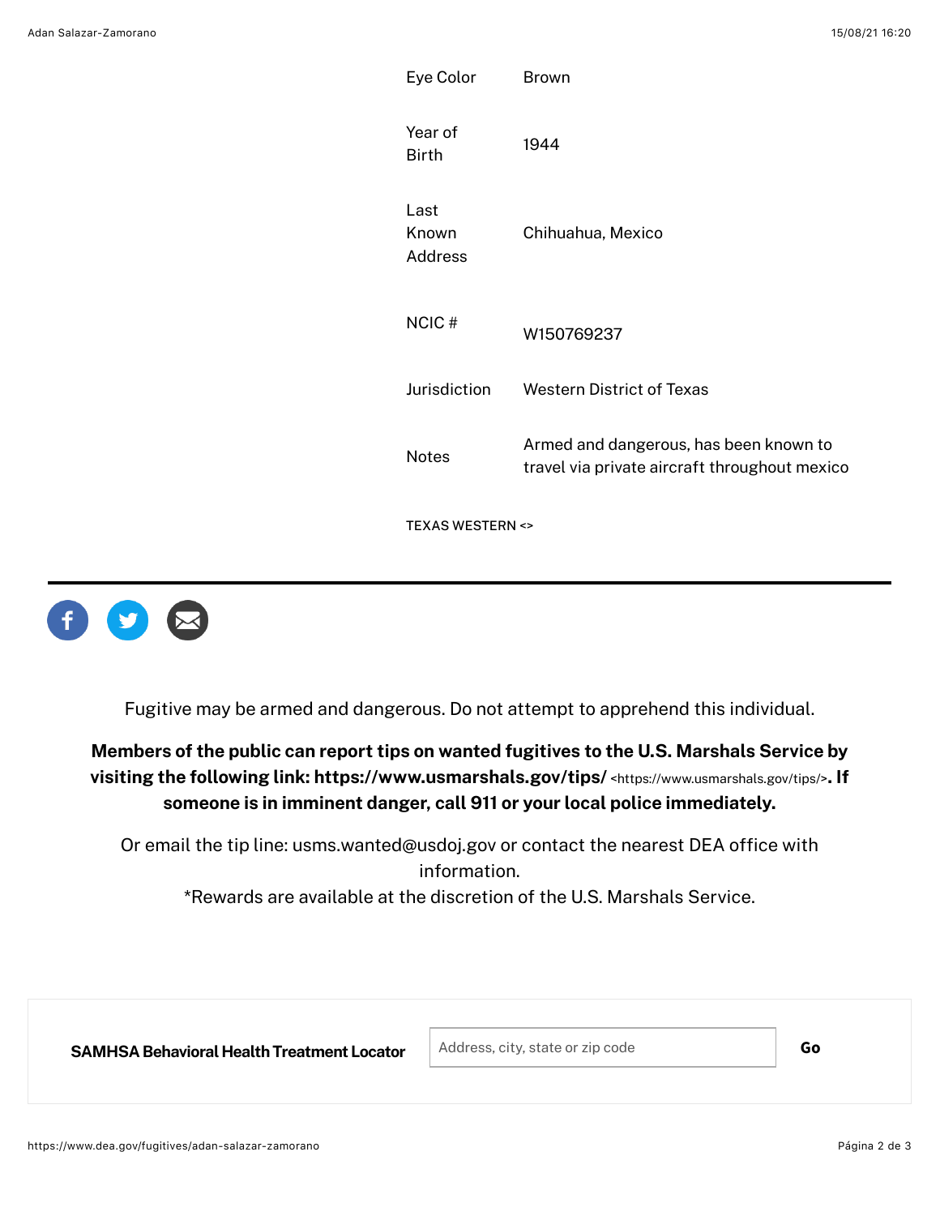| | |
|---|---|
| Eye Color | Brown |
| Year of Birth | 1944 |
| Last Known Address | Chihuahua, Mexico |
| NCIC # | W150769237 |
| Jurisdiction | Western District of Texas |
| Notes | Armed and dangerous, has been known to travel via private aircraft throughout mexico |

TEXAS WESTERN <>

Fugitive may be armed and dangerous. Do not attempt to apprehend this individual.

**Members of the public can report tips on wanted fugitives to the U.S. Marshals Service by visiting the following link: https://www.usmarshals.gov/tips/** <https://www.usmarshals.gov/tips/>**. If someone is in imminent danger, call 911 or your local police immediately.**

Or email the tip line: usms.wanted@usdoj.gov or contact the nearest DEA office with information.
*Rewards are available at the discretion of the U.S. Marshals Service.

**SAMHSA Behavioral Health Treatment Locator** Address, city, state or zip code **Go**